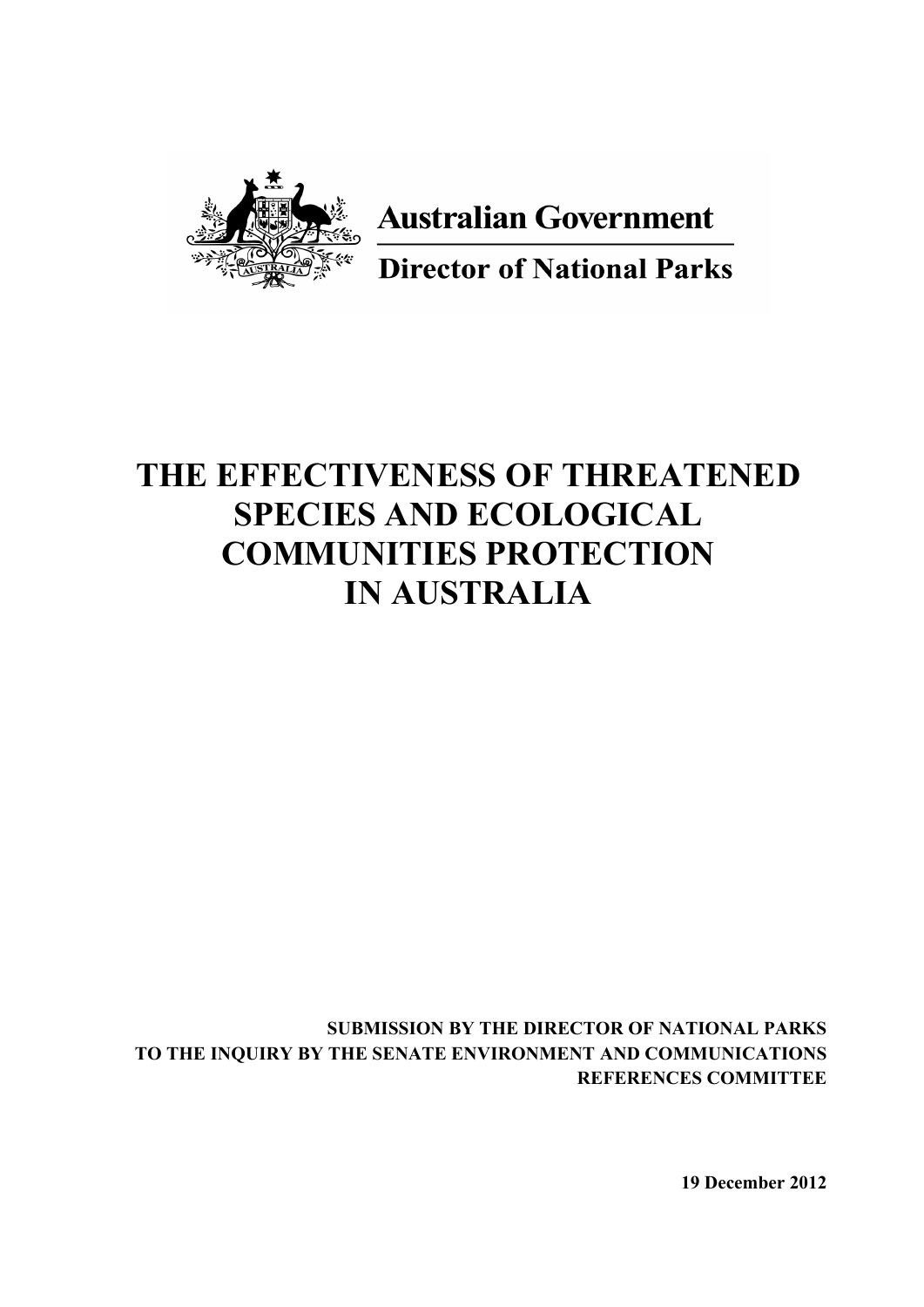**Australian Government**

**Director of National Parks**

# THE EFFECTIVENESS OF THREATENED SPECIES AND ECOLOGICAL COMMUNITIES PROTECTION IN AUSTRALIA

**SUBMISSION BY THE DIRECTOR OF NATIONAL PARKS TO THE INQUIRY BY THE SENATE ENVIRONMENT AND COMMUNICATIONS REFERENCES COMMITTEE**

**19 December 2012**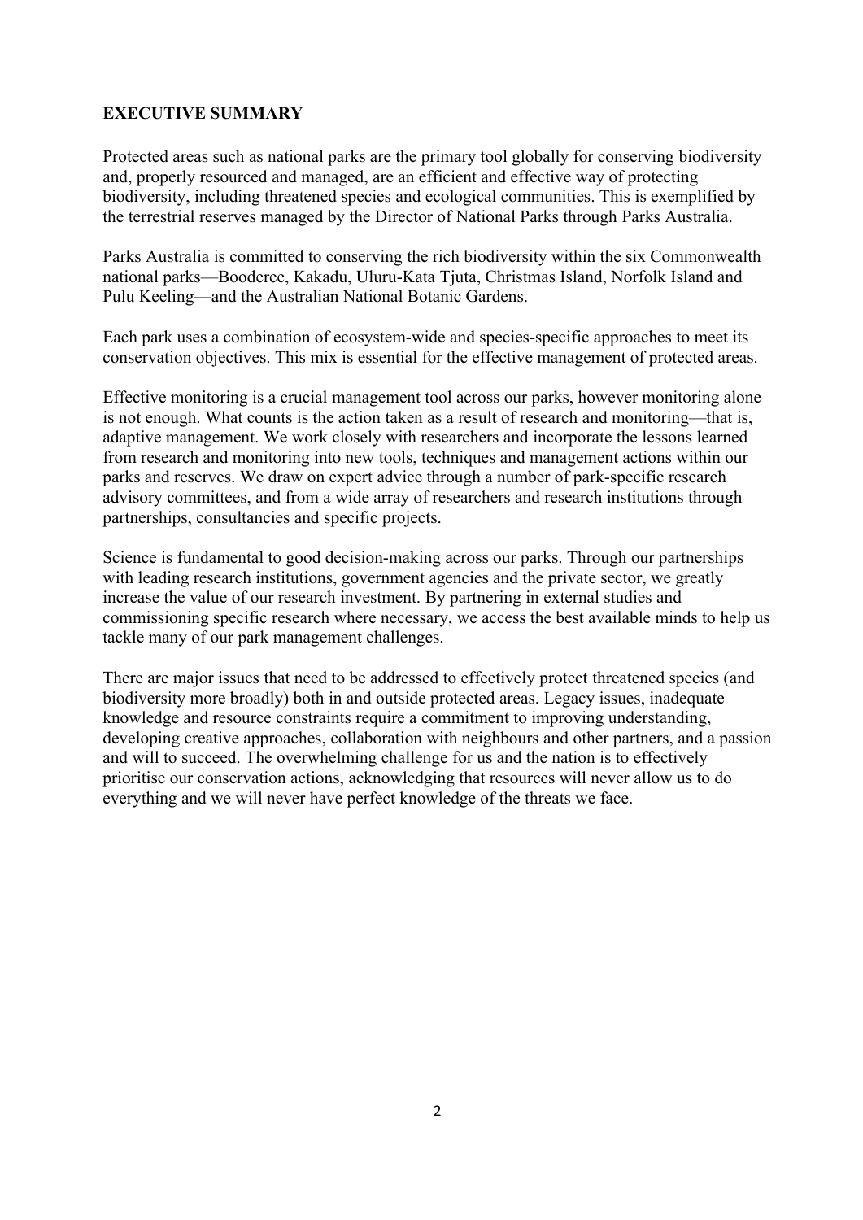## EXECUTIVE SUMMARY

Protected areas such as national parks are the primary tool globally for conserving biodiversity and, properly resourced and managed, are an efficient and effective way of protecting biodiversity, including threatened species and ecological communities. This is exemplified by the terrestrial reserves managed by the Director of National Parks through Parks Australia.

Parks Australia is committed to conserving the rich biodiversity within the six Commonwealth national parks—Booderee, Kakadu, Uluṟu-Kata Tjuṯa, Christmas Island, Norfolk Island and Pulu Keeling—and the Australian National Botanic Gardens.

Each park uses a combination of ecosystem-wide and species-specific approaches to meet its conservation objectives. This mix is essential for the effective management of protected areas.

Effective monitoring is a crucial management tool across our parks, however monitoring alone is not enough. What counts is the action taken as a result of research and monitoring—that is, adaptive management. We work closely with researchers and incorporate the lessons learned from research and monitoring into new tools, techniques and management actions within our parks and reserves. We draw on expert advice through a number of park-specific research advisory committees, and from a wide array of researchers and research institutions through partnerships, consultancies and specific projects.

Science is fundamental to good decision-making across our parks. Through our partnerships with leading research institutions, government agencies and the private sector, we greatly increase the value of our research investment. By partnering in external studies and commissioning specific research where necessary, we access the best available minds to help us tackle many of our park management challenges.

There are major issues that need to be addressed to effectively protect threatened species (and biodiversity more broadly) both in and outside protected areas. Legacy issues, inadequate knowledge and resource constraints require a commitment to improving understanding, developing creative approaches, collaboration with neighbours and other partners, and a passion and will to succeed. The overwhelming challenge for us and the nation is to effectively prioritise our conservation actions, acknowledging that resources will never allow us to do everything and we will never have perfect knowledge of the threats we face.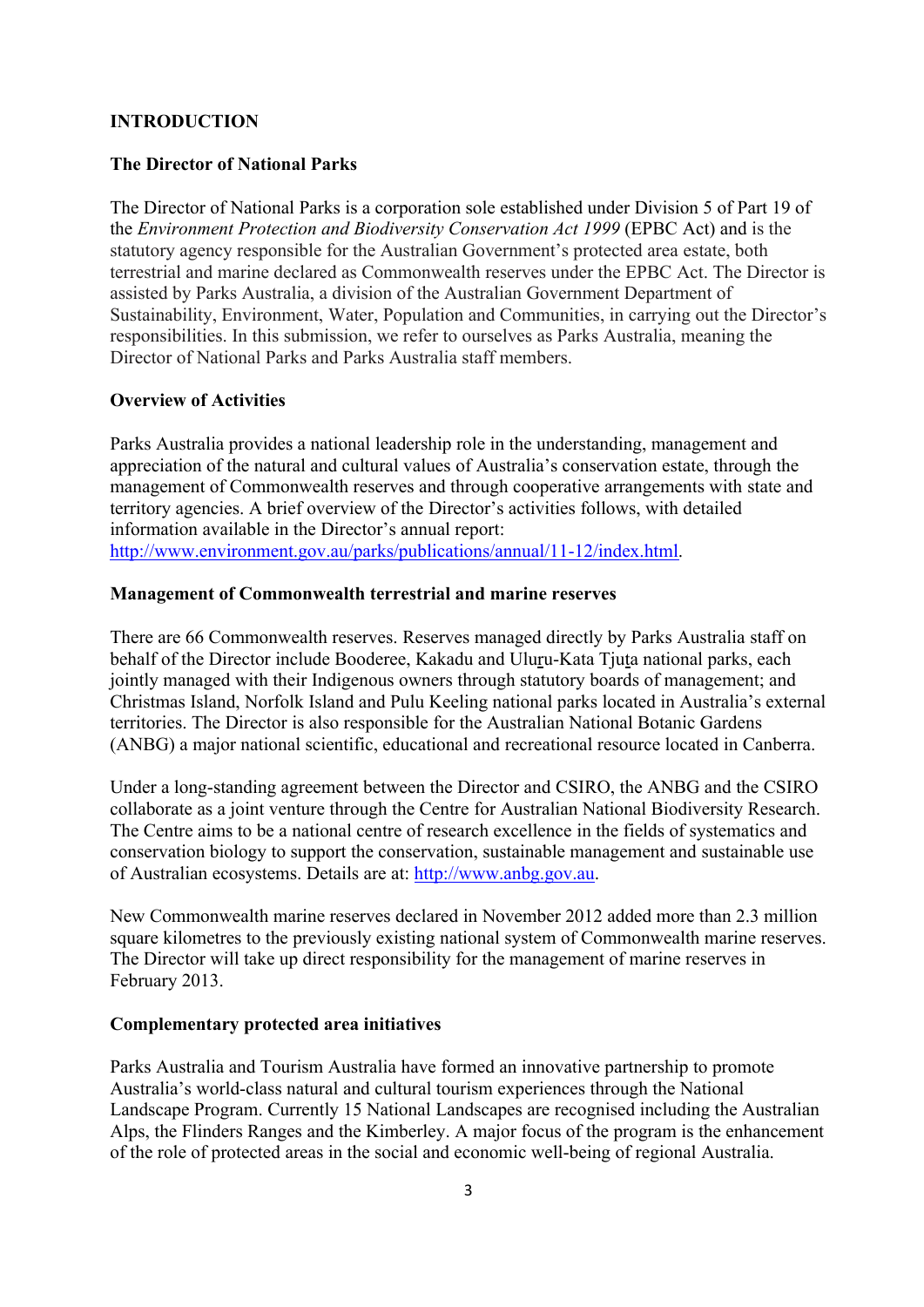# INTRODUCTION

## The Director of National Parks

The Director of National Parks is a corporation sole established under Division 5 of Part 19 of the *Environment Protection and Biodiversity Conservation Act 1999* (EPBC Act) and is the statutory agency responsible for the Australian Government's protected area estate, both terrestrial and marine declared as Commonwealth reserves under the EPBC Act. The Director is assisted by Parks Australia, a division of the Australian Government Department of Sustainability, Environment, Water, Population and Communities, in carrying out the Director's responsibilities. In this submission, we refer to ourselves as Parks Australia, meaning the Director of National Parks and Parks Australia staff members.

## Overview of Activities

Parks Australia provides a national leadership role in the understanding, management and appreciation of the natural and cultural values of Australia's conservation estate, through the management of Commonwealth reserves and through cooperative arrangements with state and territory agencies. A brief overview of the Director's activities follows, with detailed information available in the Director's annual report: http://www.environment.gov.au/parks/publications/annual/11-12/index.html.

## Management of Commonwealth terrestrial and marine reserves

There are 66 Commonwealth reserves. Reserves managed directly by Parks Australia staff on behalf of the Director include Booderee, Kakadu and Uluṟu-Kata Tjuṯa national parks, each jointly managed with their Indigenous owners through statutory boards of management; and Christmas Island, Norfolk Island and Pulu Keeling national parks located in Australia's external territories. The Director is also responsible for the Australian National Botanic Gardens (ANBG) a major national scientific, educational and recreational resource located in Canberra.

Under a long-standing agreement between the Director and CSIRO, the ANBG and the CSIRO collaborate as a joint venture through the Centre for Australian National Biodiversity Research. The Centre aims to be a national centre of research excellence in the fields of systematics and conservation biology to support the conservation, sustainable management and sustainable use of Australian ecosystems. Details are at: http://www.anbg.gov.au.

New Commonwealth marine reserves declared in November 2012 added more than 2.3 million square kilometres to the previously existing national system of Commonwealth marine reserves. The Director will take up direct responsibility for the management of marine reserves in February 2013.

## Complementary protected area initiatives

Parks Australia and Tourism Australia have formed an innovative partnership to promote Australia's world-class natural and cultural tourism experiences through the National Landscape Program. Currently 15 National Landscapes are recognised including the Australian Alps, the Flinders Ranges and the Kimberley. A major focus of the program is the enhancement of the role of protected areas in the social and economic well-being of regional Australia.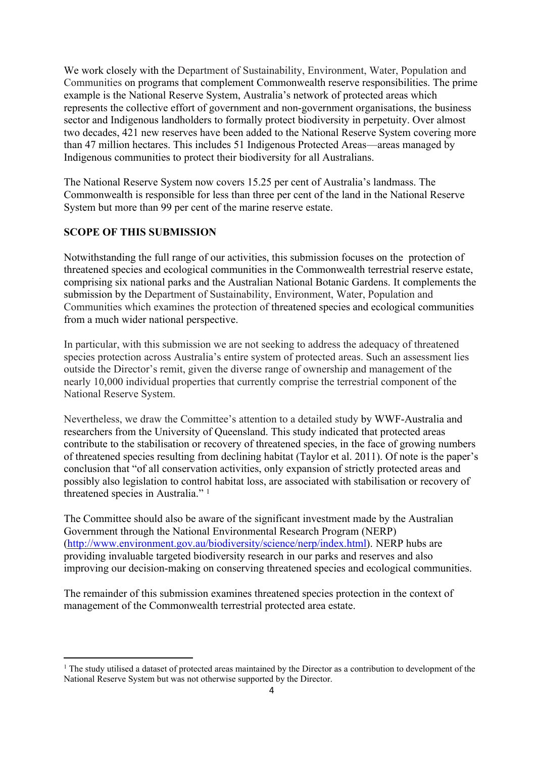We work closely with the Department of Sustainability, Environment, Water, Population and Communities on programs that complement Commonwealth reserve responsibilities. The prime example is the National Reserve System, Australia's network of protected areas which represents the collective effort of government and non-government organisations, the business sector and Indigenous landholders to formally protect biodiversity in perpetuity. Over almost two decades, 421 new reserves have been added to the National Reserve System covering more than 47 million hectares. This includes 51 Indigenous Protected Areas—areas managed by Indigenous communities to protect their biodiversity for all Australians.

The National Reserve System now covers 15.25 per cent of Australia's landmass. The Commonwealth is responsible for less than three per cent of the land in the National Reserve System but more than 99 per cent of the marine reserve estate.

**SCOPE OF THIS SUBMISSION**

Notwithstanding the full range of our activities, this submission focuses on the protection of threatened species and ecological communities in the Commonwealth terrestrial reserve estate, comprising six national parks and the Australian National Botanic Gardens. It complements the submission by the Department of Sustainability, Environment, Water, Population and Communities which examines the protection of threatened species and ecological communities from a much wider national perspective.

In particular, with this submission we are not seeking to address the adequacy of threatened species protection across Australia's entire system of protected areas. Such an assessment lies outside the Director's remit, given the diverse range of ownership and management of the nearly 10,000 individual properties that currently comprise the terrestrial component of the National Reserve System.

Nevertheless, we draw the Committee's attention to a detailed study by WWF-Australia and researchers from the University of Queensland. This study indicated that protected areas contribute to the stabilisation or recovery of threatened species, in the face of growing numbers of threatened species resulting from declining habitat (Taylor et al. 2011). Of note is the paper's conclusion that "of all conservation activities, only expansion of strictly protected areas and possibly also legislation to control habitat loss, are associated with stabilisation or recovery of threatened species in Australia." [1]

The Committee should also be aware of the significant investment made by the Australian Government through the National Environmental Research Program (NERP) (http://www.environment.gov.au/biodiversity/science/nerp/index.html). NERP hubs are providing invaluable targeted biodiversity research in our parks and reserves and also improving our decision-making on conserving threatened species and ecological communities.

The remainder of this submission examines threatened species protection in the context of management of the Commonwealth terrestrial protected area estate.

---

[1] The study utilised a dataset of protected areas maintained by the Director as a contribution to development of the National Reserve System but was not otherwise supported by the Director.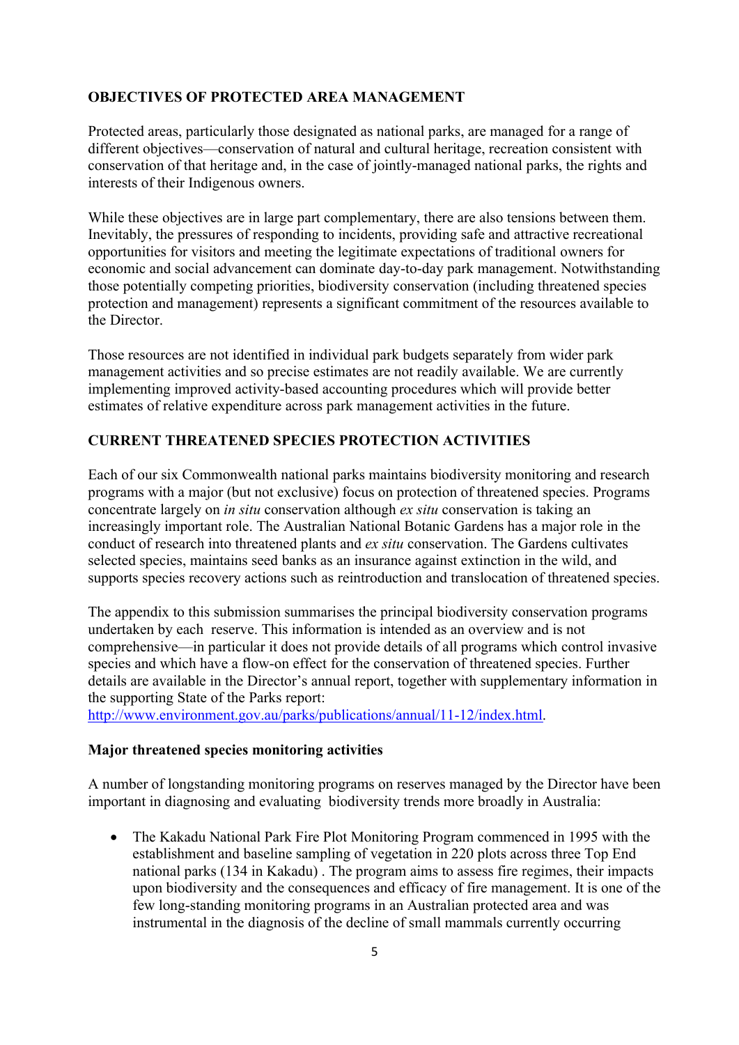## OBJECTIVES OF PROTECTED AREA MANAGEMENT

Protected areas, particularly those designated as national parks, are managed for a range of different objectives—conservation of natural and cultural heritage, recreation consistent with conservation of that heritage and, in the case of jointly-managed national parks, the rights and interests of their Indigenous owners.

While these objectives are in large part complementary, there are also tensions between them. Inevitably, the pressures of responding to incidents, providing safe and attractive recreational opportunities for visitors and meeting the legitimate expectations of traditional owners for economic and social advancement can dominate day-to-day park management. Notwithstanding those potentially competing priorities, biodiversity conservation (including threatened species protection and management) represents a significant commitment of the resources available to the Director.

Those resources are not identified in individual park budgets separately from wider park management activities and so precise estimates are not readily available. We are currently implementing improved activity-based accounting procedures which will provide better estimates of relative expenditure across park management activities in the future.

## CURRENT THREATENED SPECIES PROTECTION ACTIVITIES

Each of our six Commonwealth national parks maintains biodiversity monitoring and research programs with a major (but not exclusive) focus on protection of threatened species. Programs concentrate largely on *in situ* conservation although *ex situ* conservation is taking an increasingly important role. The Australian National Botanic Gardens has a major role in the conduct of research into threatened plants and *ex situ* conservation. The Gardens cultivates selected species, maintains seed banks as an insurance against extinction in the wild, and supports species recovery actions such as reintroduction and translocation of threatened species.

The appendix to this submission summarises the principal biodiversity conservation programs undertaken by each reserve. This information is intended as an overview and is not comprehensive—in particular it does not provide details of all programs which control invasive species and which have a flow-on effect for the conservation of threatened species. Further details are available in the Director's annual report, together with supplementary information in the supporting State of the Parks report: http://www.environment.gov.au/parks/publications/annual/11-12/index.html.

### Major threatened species monitoring activities

A number of longstanding monitoring programs on reserves managed by the Director have been important in diagnosing and evaluating biodiversity trends more broadly in Australia:

- The Kakadu National Park Fire Plot Monitoring Program commenced in 1995 with the establishment and baseline sampling of vegetation in 220 plots across three Top End national parks (134 in Kakadu). The program aims to assess fire regimes, their impacts upon biodiversity and the consequences and efficacy of fire management. It is one of the few long-standing monitoring programs in an Australian protected area and was instrumental in the diagnosis of the decline of small mammals currently occurring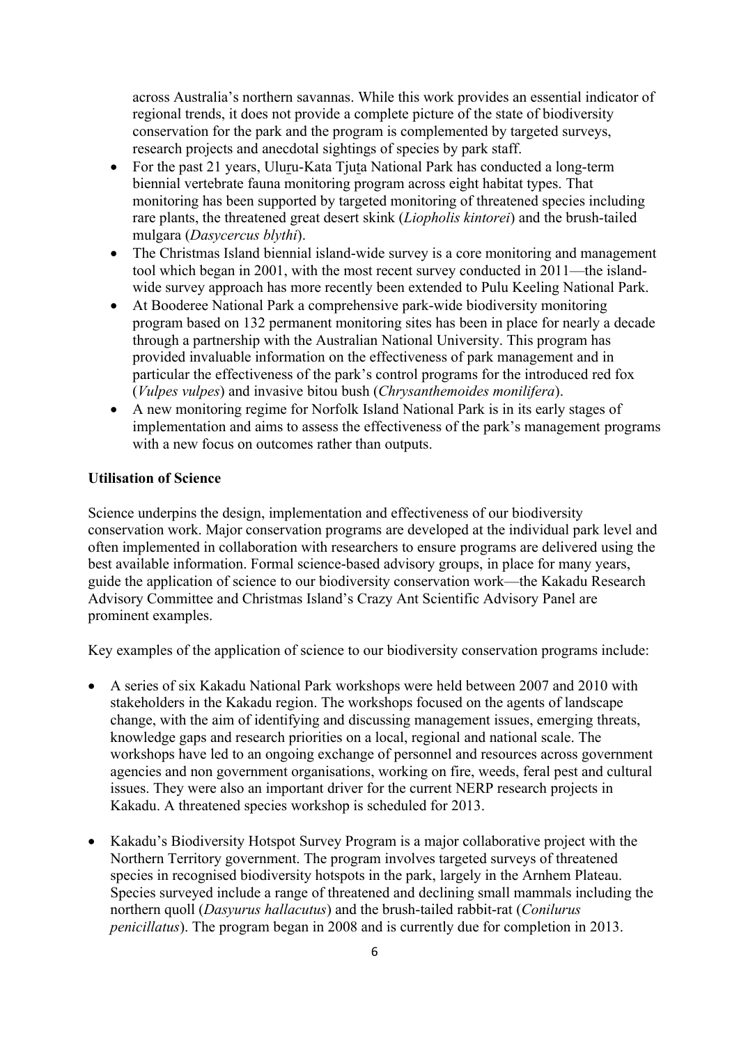across Australia's northern savannas. While this work provides an essential indicator of regional trends, it does not provide a complete picture of the state of biodiversity conservation for the park and the program is complemented by targeted surveys, research projects and anecdotal sightings of species by park staff.

- For the past 21 years, Uluṟu-Kata Tjuṯa National Park has conducted a long-term biennial vertebrate fauna monitoring program across eight habitat types. That monitoring has been supported by targeted monitoring of threatened species including rare plants, the threatened great desert skink (*Liopholis kintorei*) and the brush-tailed mulgara (*Dasycercus blythi*).
- The Christmas Island biennial island-wide survey is a core monitoring and management tool which began in 2001, with the most recent survey conducted in 2011—the island-wide survey approach has more recently been extended to Pulu Keeling National Park.
- At Booderee National Park a comprehensive park-wide biodiversity monitoring program based on 132 permanent monitoring sites has been in place for nearly a decade through a partnership with the Australian National University. This program has provided invaluable information on the effectiveness of park management and in particular the effectiveness of the park's control programs for the introduced red fox (*Vulpes vulpes*) and invasive bitou bush (*Chrysanthemoides monilifera*).
- A new monitoring regime for Norfolk Island National Park is in its early stages of implementation and aims to assess the effectiveness of the park's management programs with a new focus on outcomes rather than outputs.

**Utilisation of Science**

Science underpins the design, implementation and effectiveness of our biodiversity conservation work. Major conservation programs are developed at the individual park level and often implemented in collaboration with researchers to ensure programs are delivered using the best available information. Formal science-based advisory groups, in place for many years, guide the application of science to our biodiversity conservation work—the Kakadu Research Advisory Committee and Christmas Island's Crazy Ant Scientific Advisory Panel are prominent examples.

Key examples of the application of science to our biodiversity conservation programs include:

- A series of six Kakadu National Park workshops were held between 2007 and 2010 with stakeholders in the Kakadu region. The workshops focused on the agents of landscape change, with the aim of identifying and discussing management issues, emerging threats, knowledge gaps and research priorities on a local, regional and national scale. The workshops have led to an ongoing exchange of personnel and resources across government agencies and non government organisations, working on fire, weeds, feral pest and cultural issues. They were also an important driver for the current NERP research projects in Kakadu. A threatened species workshop is scheduled for 2013.

- Kakadu's Biodiversity Hotspot Survey Program is a major collaborative project with the Northern Territory government. The program involves targeted surveys of threatened species in recognised biodiversity hotspots in the park, largely in the Arnhem Plateau. Species surveyed include a range of threatened and declining small mammals including the northern quoll (*Dasyurus hallacutus*) and the brush-tailed rabbit-rat (*Conilurus penicillatus*). The program began in 2008 and is currently due for completion in 2013.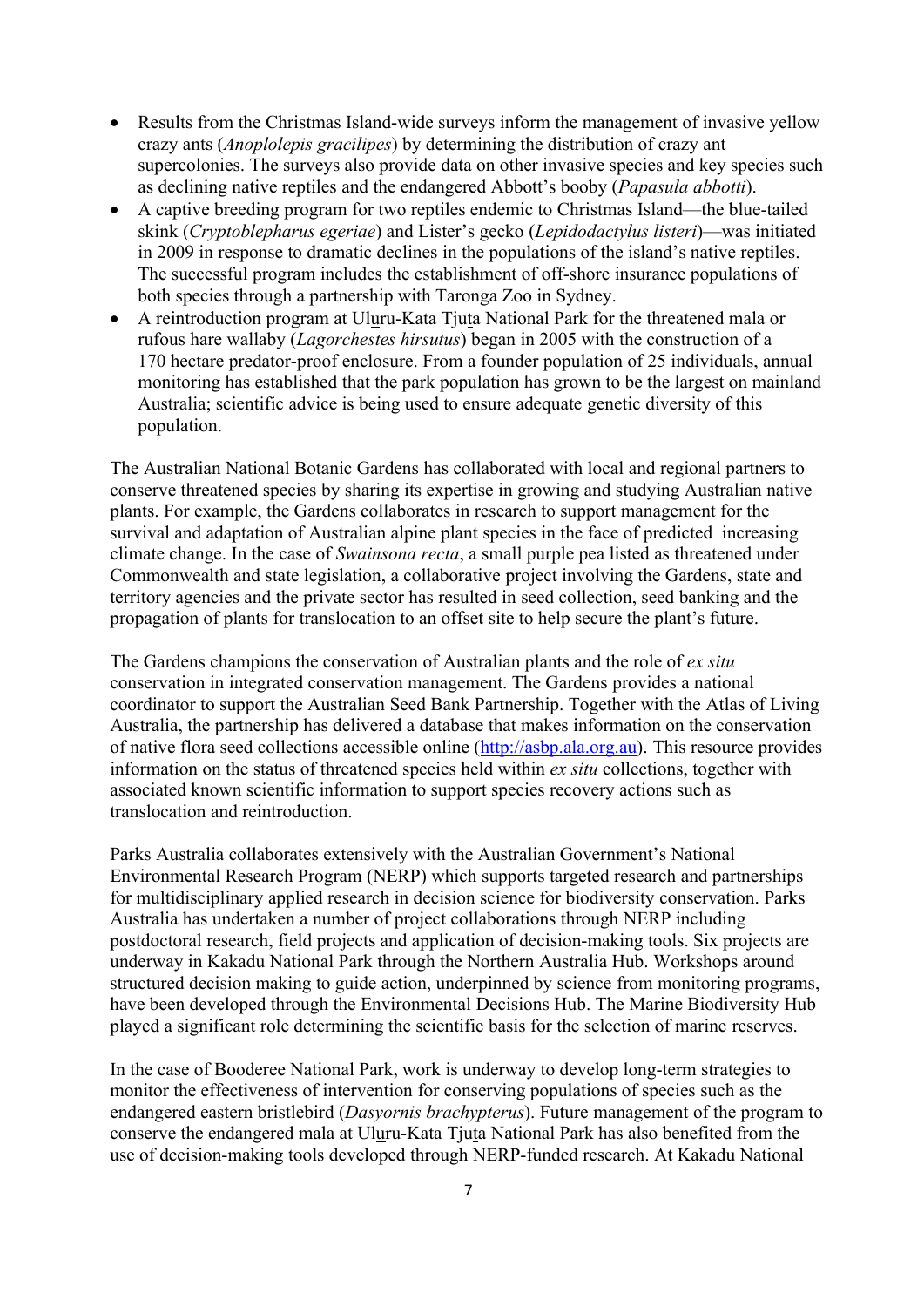- Results from the Christmas Island-wide surveys inform the management of invasive yellow crazy ants (*Anoplolepis gracilipes*) by determining the distribution of crazy ant supercolonies. The surveys also provide data on other invasive species and key species such as declining native reptiles and the endangered Abbott's booby (*Papasula abbotti*).
- A captive breeding program for two reptiles endemic to Christmas Island—the blue-tailed skink (*Cryptoblepharus egeriae*) and Lister's gecko (*Lepidodactylus listeri*)—was initiated in 2009 in response to dramatic declines in the populations of the island's native reptiles. The successful program includes the establishment of off-shore insurance populations of both species through a partnership with Taronga Zoo in Sydney.
- A reintroduction program at Uluru-Kata Tjuta National Park for the threatened mala or rufous hare wallaby (*Lagorchestes hirsutus*) began in 2005 with the construction of a 170 hectare predator-proof enclosure. From a founder population of 25 individuals, annual monitoring has established that the park population has grown to be the largest on mainland Australia; scientific advice is being used to ensure adequate genetic diversity of this population.

The Australian National Botanic Gardens has collaborated with local and regional partners to conserve threatened species by sharing its expertise in growing and studying Australian native plants. For example, the Gardens collaborates in research to support management for the survival and adaptation of Australian alpine plant species in the face of predicted increasing climate change. In the case of *Swainsona recta*, a small purple pea listed as threatened under Commonwealth and state legislation, a collaborative project involving the Gardens, state and territory agencies and the private sector has resulted in seed collection, seed banking and the propagation of plants for translocation to an offset site to help secure the plant's future.

The Gardens champions the conservation of Australian plants and the role of *ex situ* conservation in integrated conservation management. The Gardens provides a national coordinator to support the Australian Seed Bank Partnership. Together with the Atlas of Living Australia, the partnership has delivered a database that makes information on the conservation of native flora seed collections accessible online (http://asbp.ala.org.au). This resource provides information on the status of threatened species held within *ex situ* collections, together with associated known scientific information to support species recovery actions such as translocation and reintroduction.

Parks Australia collaborates extensively with the Australian Government's National Environmental Research Program (NERP) which supports targeted research and partnerships for multidisciplinary applied research in decision science for biodiversity conservation. Parks Australia has undertaken a number of project collaborations through NERP including postdoctoral research, field projects and application of decision-making tools. Six projects are underway in Kakadu National Park through the Northern Australia Hub. Workshops around structured decision making to guide action, underpinned by science from monitoring programs, have been developed through the Environmental Decisions Hub. The Marine Biodiversity Hub played a significant role determining the scientific basis for the selection of marine reserves.

In the case of Booderee National Park, work is underway to develop long-term strategies to monitor the effectiveness of intervention for conserving populations of species such as the endangered eastern bristlebird (*Dasyornis brachypterus*). Future management of the program to conserve the endangered mala at Uluru-Kata Tjuta National Park has also benefited from the use of decision-making tools developed through NERP-funded research. At Kakadu National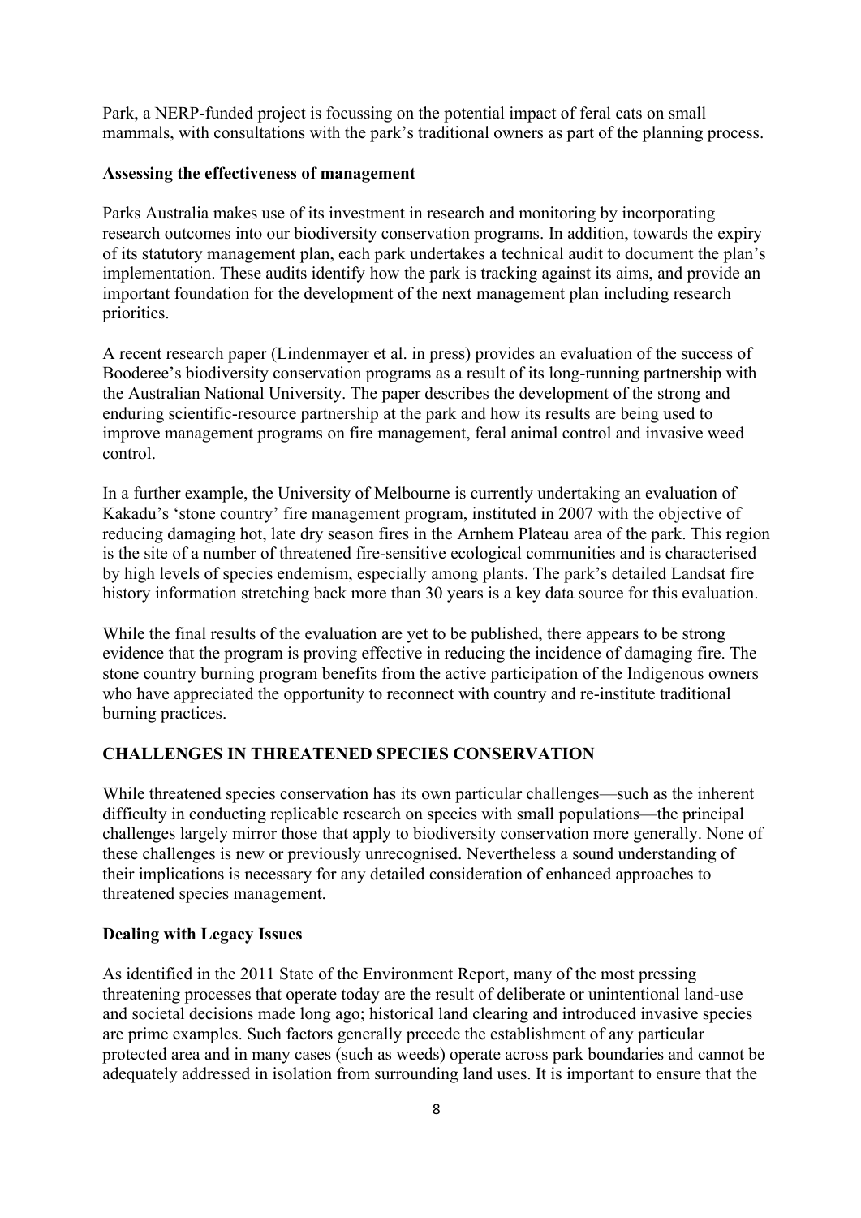Park, a NERP-funded project is focussing on the potential impact of feral cats on small mammals, with consultations with the park's traditional owners as part of the planning process.

**Assessing the effectiveness of management**

Parks Australia makes use of its investment in research and monitoring by incorporating research outcomes into our biodiversity conservation programs. In addition, towards the expiry of its statutory management plan, each park undertakes a technical audit to document the plan's implementation. These audits identify how the park is tracking against its aims, and provide an important foundation for the development of the next management plan including research priorities.

A recent research paper (Lindenmayer et al. in press) provides an evaluation of the success of Booderee's biodiversity conservation programs as a result of its long-running partnership with the Australian National University. The paper describes the development of the strong and enduring scientific-resource partnership at the park and how its results are being used to improve management programs on fire management, feral animal control and invasive weed control.

In a further example, the University of Melbourne is currently undertaking an evaluation of Kakadu's 'stone country' fire management program, instituted in 2007 with the objective of reducing damaging hot, late dry season fires in the Arnhem Plateau area of the park. This region is the site of a number of threatened fire-sensitive ecological communities and is characterised by high levels of species endemism, especially among plants. The park's detailed Landsat fire history information stretching back more than 30 years is a key data source for this evaluation.

While the final results of the evaluation are yet to be published, there appears to be strong evidence that the program is proving effective in reducing the incidence of damaging fire. The stone country burning program benefits from the active participation of the Indigenous owners who have appreciated the opportunity to reconnect with country and re-institute traditional burning practices.

## CHALLENGES IN THREATENED SPECIES CONSERVATION

While threatened species conservation has its own particular challenges—such as the inherent difficulty in conducting replicable research on species with small populations—the principal challenges largely mirror those that apply to biodiversity conservation more generally. None of these challenges is new or previously unrecognised. Nevertheless a sound understanding of their implications is necessary for any detailed consideration of enhanced approaches to threatened species management.

**Dealing with Legacy Issues**

As identified in the 2011 State of the Environment Report, many of the most pressing threatening processes that operate today are the result of deliberate or unintentional land-use and societal decisions made long ago; historical land clearing and introduced invasive species are prime examples. Such factors generally precede the establishment of any particular protected area and in many cases (such as weeds) operate across park boundaries and cannot be adequately addressed in isolation from surrounding land uses. It is important to ensure that the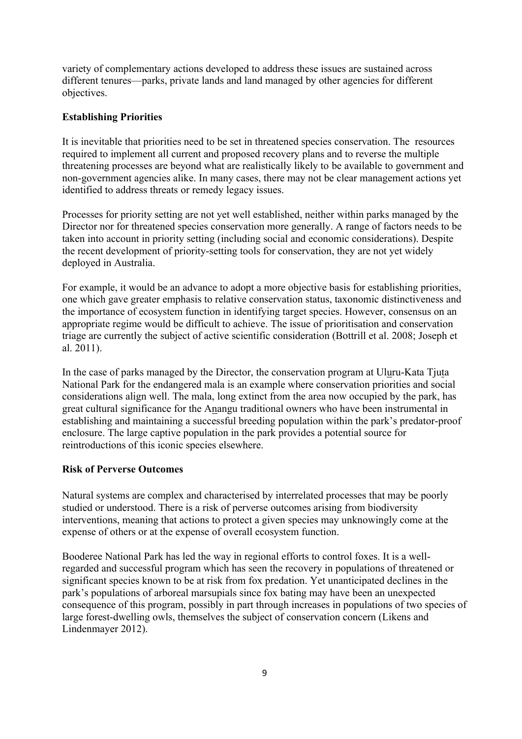variety of complementary actions developed to address these issues are sustained across different tenures—parks, private lands and land managed by other agencies for different objectives.

## Establishing Priorities

It is inevitable that priorities need to be set in threatened species conservation. The resources required to implement all current and proposed recovery plans and to reverse the multiple threatening processes are beyond what are realistically likely to be available to government and non-government agencies alike. In many cases, there may not be clear management actions yet identified to address threats or remedy legacy issues.

Processes for priority setting are not yet well established, neither within parks managed by the Director nor for threatened species conservation more generally. A range of factors needs to be taken into account in priority setting (including social and economic considerations). Despite the recent development of priority-setting tools for conservation, they are not yet widely deployed in Australia.

For example, it would be an advance to adopt a more objective basis for establishing priorities, one which gave greater emphasis to relative conservation status, taxonomic distinctiveness and the importance of ecosystem function in identifying target species. However, consensus on an appropriate regime would be difficult to achieve. The issue of prioritisation and conservation triage are currently the subject of active scientific consideration (Bottrill et al. 2008; Joseph et al. 2011).

In the case of parks managed by the Director, the conservation program at Uluru-Kata Tjuta National Park for the endangered mala is an example where conservation priorities and social considerations align well. The mala, long extinct from the area now occupied by the park, has great cultural significance for the Anangu traditional owners who have been instrumental in establishing and maintaining a successful breeding population within the park's predator-proof enclosure. The large captive population in the park provides a potential source for reintroductions of this iconic species elsewhere.

## Risk of Perverse Outcomes

Natural systems are complex and characterised by interrelated processes that may be poorly studied or understood. There is a risk of perverse outcomes arising from biodiversity interventions, meaning that actions to protect a given species may unknowingly come at the expense of others or at the expense of overall ecosystem function.

Booderee National Park has led the way in regional efforts to control foxes. It is a well-regarded and successful program which has seen the recovery in populations of threatened or significant species known to be at risk from fox predation. Yet unanticipated declines in the park's populations of arboreal marsupials since fox bating may have been an unexpected consequence of this program, possibly in part through increases in populations of two species of large forest-dwelling owls, themselves the subject of conservation concern (Likens and Lindenmayer 2012).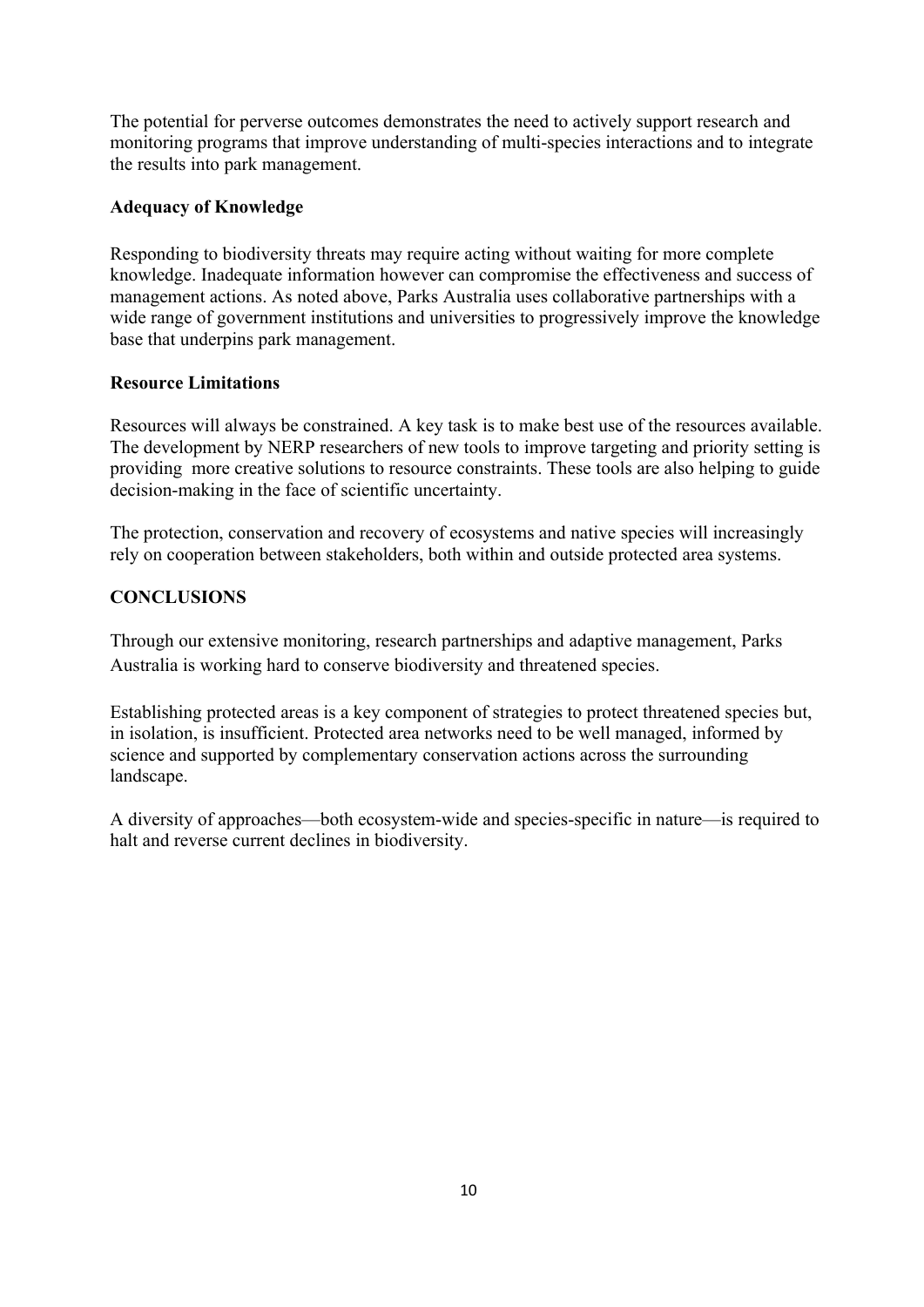The potential for perverse outcomes demonstrates the need to actively support research and monitoring programs that improve understanding of multi-species interactions and to integrate the results into park management.

**Adequacy of Knowledge**

Responding to biodiversity threats may require acting without waiting for more complete knowledge. Inadequate information however can compromise the effectiveness and success of management actions. As noted above, Parks Australia uses collaborative partnerships with a wide range of government institutions and universities to progressively improve the knowledge base that underpins park management.

**Resource Limitations**

Resources will always be constrained. A key task is to make best use of the resources available. The development by NERP researchers of new tools to improve targeting and priority setting is providing more creative solutions to resource constraints. These tools are also helping to guide decision-making in the face of scientific uncertainty.

The protection, conservation and recovery of ecosystems and native species will increasingly rely on cooperation between stakeholders, both within and outside protected area systems.

## CONCLUSIONS

Through our extensive monitoring, research partnerships and adaptive management, Parks Australia is working hard to conserve biodiversity and threatened species.

Establishing protected areas is a key component of strategies to protect threatened species but, in isolation, is insufficient. Protected area networks need to be well managed, informed by science and supported by complementary conservation actions across the surrounding landscape.

A diversity of approaches—both ecosystem-wide and species-specific in nature—is required to halt and reverse current declines in biodiversity.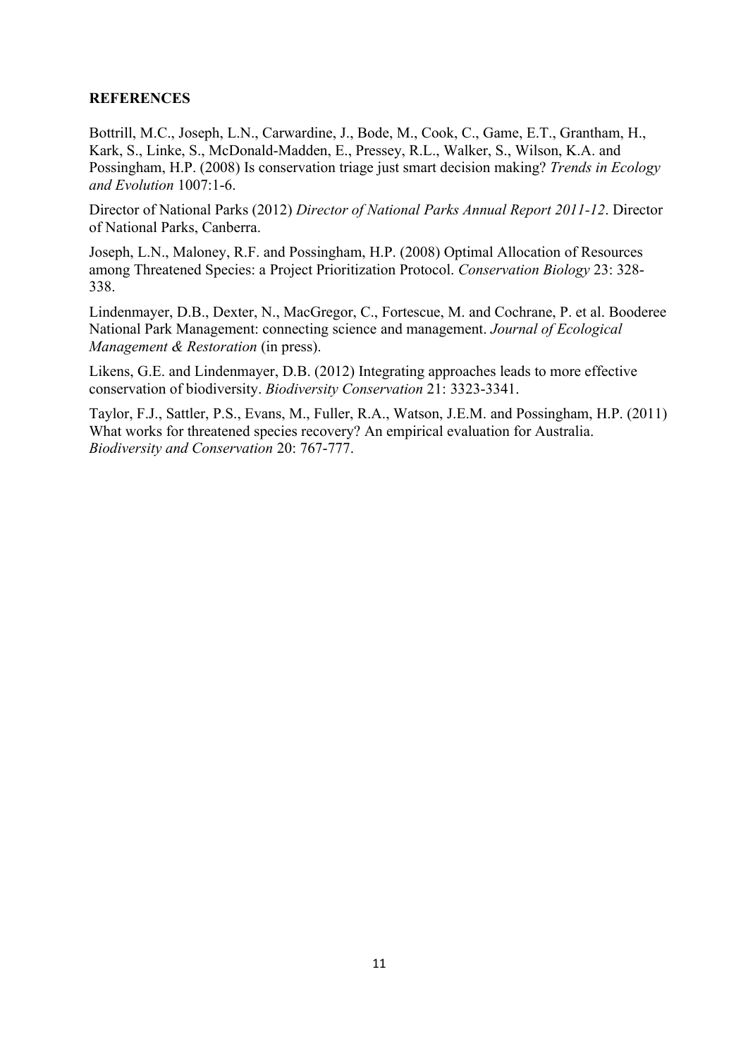**REFERENCES**

Bottrill, M.C., Joseph, L.N., Carwardine, J., Bode, M., Cook, C., Game, E.T., Grantham, H., Kark, S., Linke, S., McDonald-Madden, E., Pressey, R.L., Walker, S., Wilson, K.A. and Possingham, H.P. (2008) Is conservation triage just smart decision making? *Trends in Ecology and Evolution* 1007:1-6.

Director of National Parks (2012) *Director of National Parks Annual Report 2011-12*. Director of National Parks, Canberra.

Joseph, L.N., Maloney, R.F. and Possingham, H.P. (2008) Optimal Allocation of Resources among Threatened Species: a Project Prioritization Protocol. *Conservation Biology* 23: 328-338.

Lindenmayer, D.B., Dexter, N., MacGregor, C., Fortescue, M. and Cochrane, P. et al. Booderee National Park Management: connecting science and management. *Journal of Ecological Management & Restoration* (in press).

Likens, G.E. and Lindenmayer, D.B. (2012) Integrating approaches leads to more effective conservation of biodiversity. *Biodiversity Conservation* 21: 3323-3341.

Taylor, F.J., Sattler, P.S., Evans, M., Fuller, R.A., Watson, J.E.M. and Possingham, H.P. (2011) What works for threatened species recovery? An empirical evaluation for Australia. *Biodiversity and Conservation* 20: 767-777.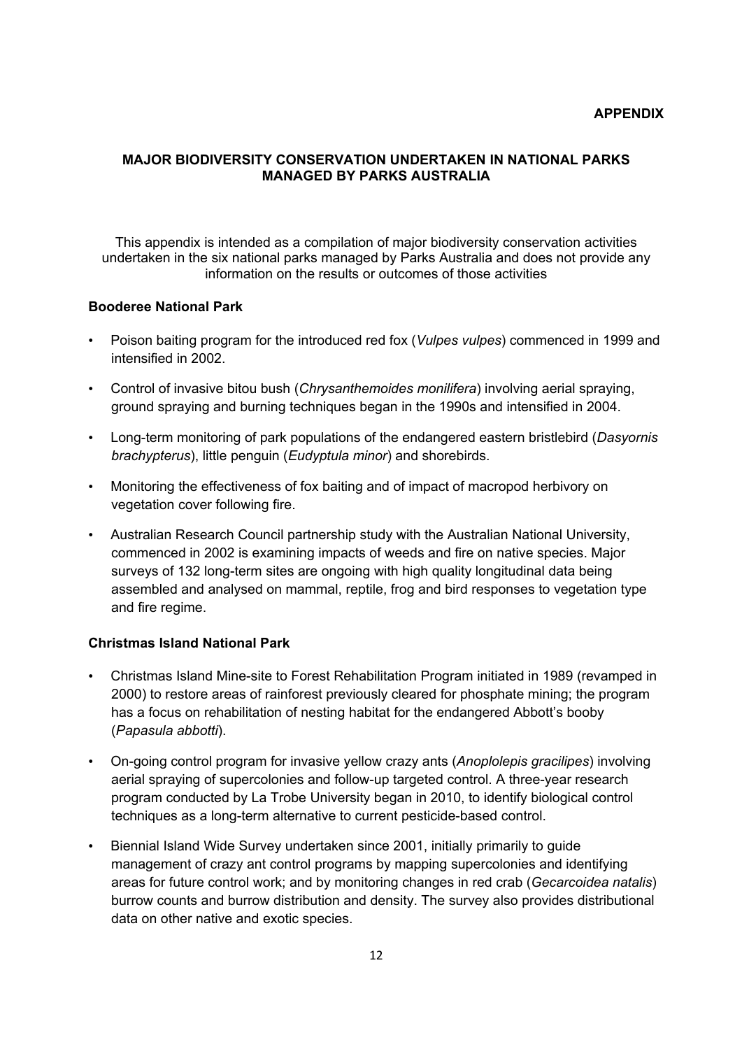**APPENDIX**

## MAJOR BIODIVERSITY CONSERVATION UNDERTAKEN IN NATIONAL PARKS MANAGED BY PARKS AUSTRALIA

This appendix is intended as a compilation of major biodiversity conservation activities undertaken in the six national parks managed by Parks Australia and does not provide any information on the results or outcomes of those activities

### Booderee National Park

- Poison baiting program for the introduced red fox (*Vulpes vulpes*) commenced in 1999 and intensified in 2002.
- Control of invasive bitou bush (*Chrysanthemoides monilifera*) involving aerial spraying, ground spraying and burning techniques began in the 1990s and intensified in 2004.
- Long-term monitoring of park populations of the endangered eastern bristlebird (*Dasyornis brachypterus*), little penguin (*Eudyptula minor*) and shorebirds.
- Monitoring the effectiveness of fox baiting and of impact of macropod herbivory on vegetation cover following fire.
- Australian Research Council partnership study with the Australian National University, commenced in 2002 is examining impacts of weeds and fire on native species. Major surveys of 132 long-term sites are ongoing with high quality longitudinal data being assembled and analysed on mammal, reptile, frog and bird responses to vegetation type and fire regime.

### Christmas Island National Park

- Christmas Island Mine-site to Forest Rehabilitation Program initiated in 1989 (revamped in 2000) to restore areas of rainforest previously cleared for phosphate mining; the program has a focus on rehabilitation of nesting habitat for the endangered Abbott's booby (*Papasula abbotti*).
- On-going control program for invasive yellow crazy ants (*Anoplolepis gracilipes*) involving aerial spraying of supercolonies and follow-up targeted control. A three-year research program conducted by La Trobe University began in 2010, to identify biological control techniques as a long-term alternative to current pesticide-based control.
- Biennial Island Wide Survey undertaken since 2001, initially primarily to guide management of crazy ant control programs by mapping supercolonies and identifying areas for future control work; and by monitoring changes in red crab (*Gecarcoidea natalis*) burrow counts and burrow distribution and density. The survey also provides distributional data on other native and exotic species.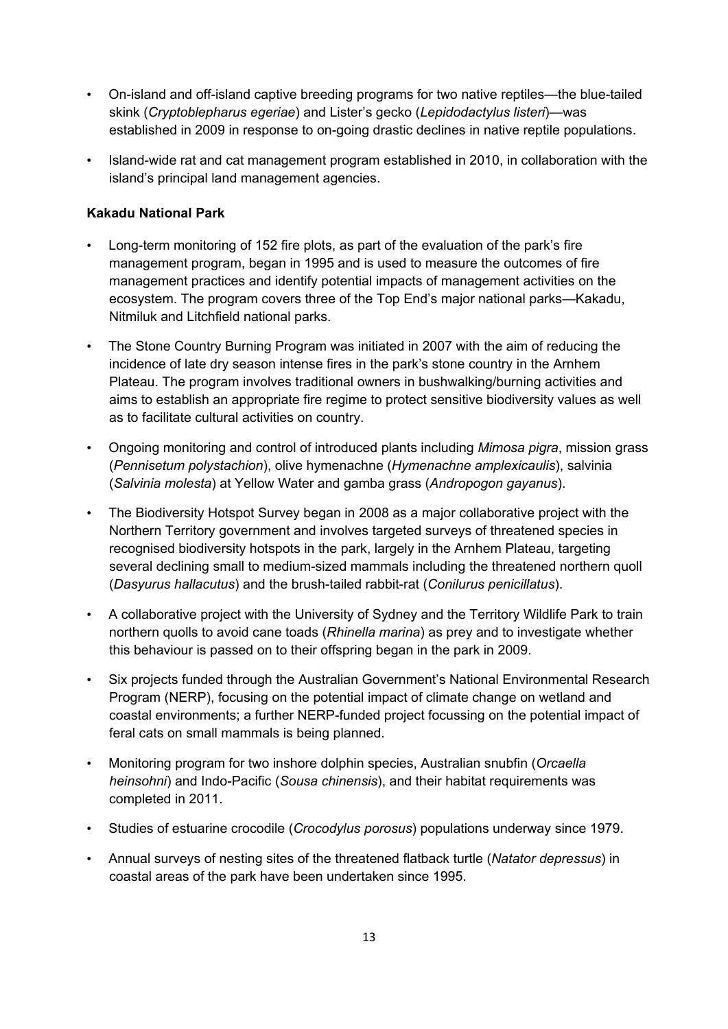- On-island and off-island captive breeding programs for two native reptiles—the blue-tailed skink (*Cryptoblepharus egeriae*) and Lister's gecko (*Lepidodactylus listeri*)—was established in 2009 in response to on-going drastic declines in native reptile populations.
- Island-wide rat and cat management program established in 2010, in collaboration with the island's principal land management agencies.

**Kakadu National Park**

- Long-term monitoring of 152 fire plots, as part of the evaluation of the park's fire management program, began in 1995 and is used to measure the outcomes of fire management practices and identify potential impacts of management activities on the ecosystem. The program covers three of the Top End's major national parks—Kakadu, Nitmiluk and Litchfield national parks.
- The Stone Country Burning Program was initiated in 2007 with the aim of reducing the incidence of late dry season intense fires in the park's stone country in the Arnhem Plateau. The program involves traditional owners in bushwalking/burning activities and aims to establish an appropriate fire regime to protect sensitive biodiversity values as well as to facilitate cultural activities on country.
- Ongoing monitoring and control of introduced plants including *Mimosa pigra*, mission grass (*Pennisetum polystachion*), olive hymenachne (*Hymenachne amplexicaulis*), salvinia (*Salvinia molesta*) at Yellow Water and gamba grass (*Andropogon gayanus*).
- The Biodiversity Hotspot Survey began in 2008 as a major collaborative project with the Northern Territory government and involves targeted surveys of threatened species in recognised biodiversity hotspots in the park, largely in the Arnhem Plateau, targeting several declining small to medium-sized mammals including the threatened northern quoll (*Dasyurus hallacutus*) and the brush-tailed rabbit-rat (*Conilurus penicillatus*).
- A collaborative project with the University of Sydney and the Territory Wildlife Park to train northern quolls to avoid cane toads (*Rhinella marina*) as prey and to investigate whether this behaviour is passed on to their offspring began in the park in 2009.
- Six projects funded through the Australian Government's National Environmental Research Program (NERP), focusing on the potential impact of climate change on wetland and coastal environments; a further NERP-funded project focussing on the potential impact of feral cats on small mammals is being planned.
- Monitoring program for two inshore dolphin species, Australian snubfin (*Orcaella heinsohni*) and Indo-Pacific (*Sousa chinensis*), and their habitat requirements was completed in 2011.
- Studies of estuarine crocodile (*Crocodylus porosus*) populations underway since 1979.
- Annual surveys of nesting sites of the threatened flatback turtle (*Natator depressus*) in coastal areas of the park have been undertaken since 1995.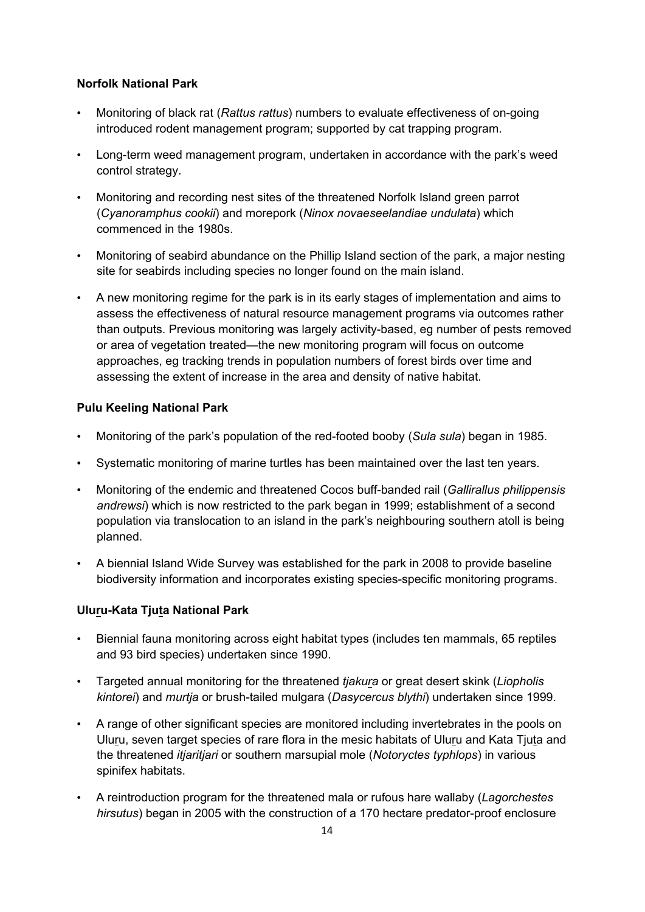**Norfolk National Park**

- Monitoring of black rat (*Rattus rattus*) numbers to evaluate effectiveness of on-going introduced rodent management program; supported by cat trapping program.
- Long-term weed management program, undertaken in accordance with the park's weed control strategy.
- Monitoring and recording nest sites of the threatened Norfolk Island green parrot (*Cyanoramphus cookii*) and morepork (*Ninox novaeseelandiae undulata*) which commenced in the 1980s.
- Monitoring of seabird abundance on the Phillip Island section of the park, a major nesting site for seabirds including species no longer found on the main island.
- A new monitoring regime for the park is in its early stages of implementation and aims to assess the effectiveness of natural resource management programs via outcomes rather than outputs. Previous monitoring was largely activity-based, eg number of pests removed or area of vegetation treated—the new monitoring program will focus on outcome approaches, eg tracking trends in population numbers of forest birds over time and assessing the extent of increase in the area and density of native habitat.

**Pulu Keeling National Park**

- Monitoring of the park's population of the red-footed booby (*Sula sula*) began in 1985.
- Systematic monitoring of marine turtles has been maintained over the last ten years.
- Monitoring of the endemic and threatened Cocos buff-banded rail (*Gallirallus philippensis andrewsi*) which is now restricted to the park began in 1999; establishment of a second population via translocation to an island in the park's neighbouring southern atoll is being planned.
- A biennial Island Wide Survey was established for the park in 2008 to provide baseline biodiversity information and incorporates existing species-specific monitoring programs.

**Uluṟu-Kata Tjuṯa National Park**

- Biennial fauna monitoring across eight habitat types (includes ten mammals, 65 reptiles and 93 bird species) undertaken since 1990.
- Targeted annual monitoring for the threatened *tjakuṟa* or great desert skink (*Liopholis kintorei*) and *murtja* or brush-tailed mulgara (*Dasycercus blythi*) undertaken since 1999.
- A range of other significant species are monitored including invertebrates in the pools on Uluṟu, seven target species of rare flora in the mesic habitats of Uluṟu and Kata Tjuṯa and the threatened *itjaritjari* or southern marsupial mole (*Notoryctes typhlops*) in various spinifex habitats.
- A reintroduction program for the threatened mala or rufous hare wallaby (*Lagorchestes hirsutus*) began in 2005 with the construction of a 170 hectare predator-proof enclosure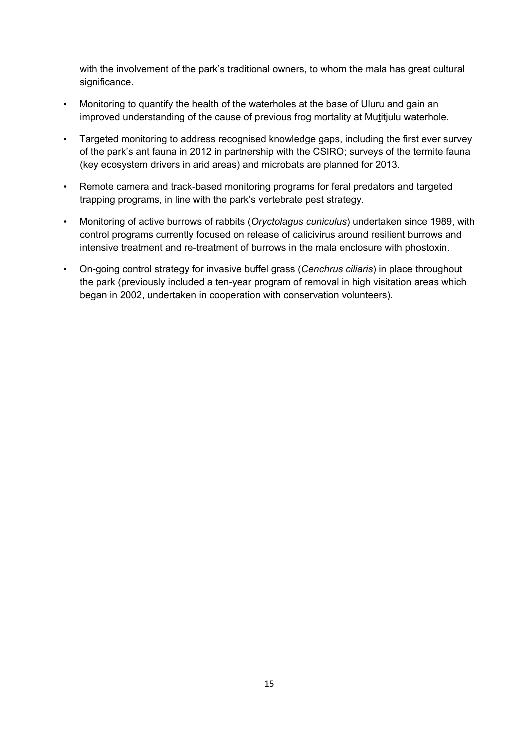with the involvement of the park's traditional owners, to whom the mala has great cultural significance.

- Monitoring to quantify the health of the waterholes at the base of Uluṟu and gain an improved understanding of the cause of previous frog mortality at Muṯitjulu waterhole.
- Targeted monitoring to address recognised knowledge gaps, including the first ever survey of the park's ant fauna in 2012 in partnership with the CSIRO; surveys of the termite fauna (key ecosystem drivers in arid areas) and microbats are planned for 2013.
- Remote camera and track-based monitoring programs for feral predators and targeted trapping programs, in line with the park's vertebrate pest strategy.
- Monitoring of active burrows of rabbits (*Oryctolagus cuniculus*) undertaken since 1989, with control programs currently focused on release of calicivirus around resilient burrows and intensive treatment and re-treatment of burrows in the mala enclosure with phostoxin.
- On-going control strategy for invasive buffel grass (*Cenchrus ciliaris*) in place throughout the park (previously included a ten-year program of removal in high visitation areas which began in 2002, undertaken in cooperation with conservation volunteers).